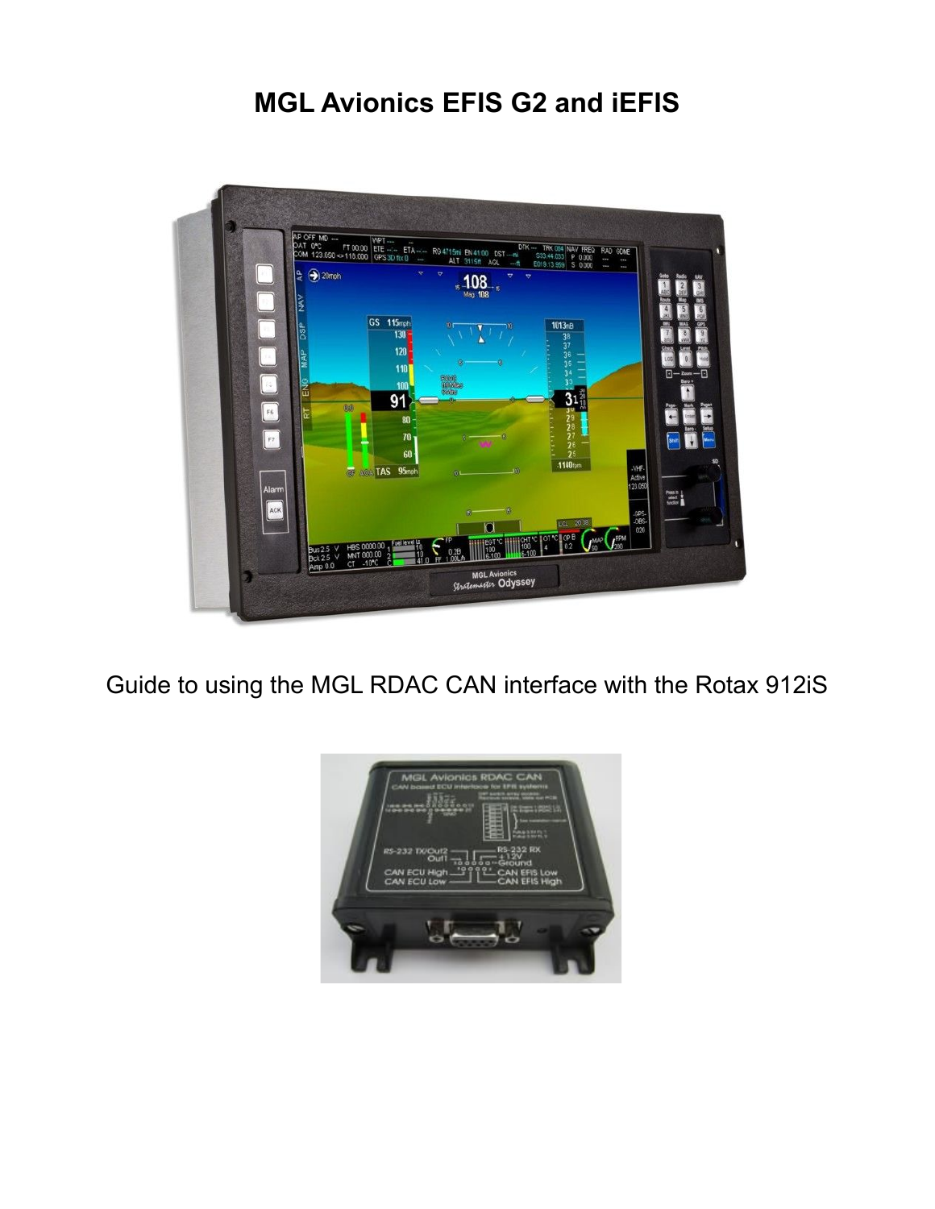# MGL Avionics EFIS G2 and iEFIS

Guide to using the MGL RDAC CAN interface with the Rotax 912iS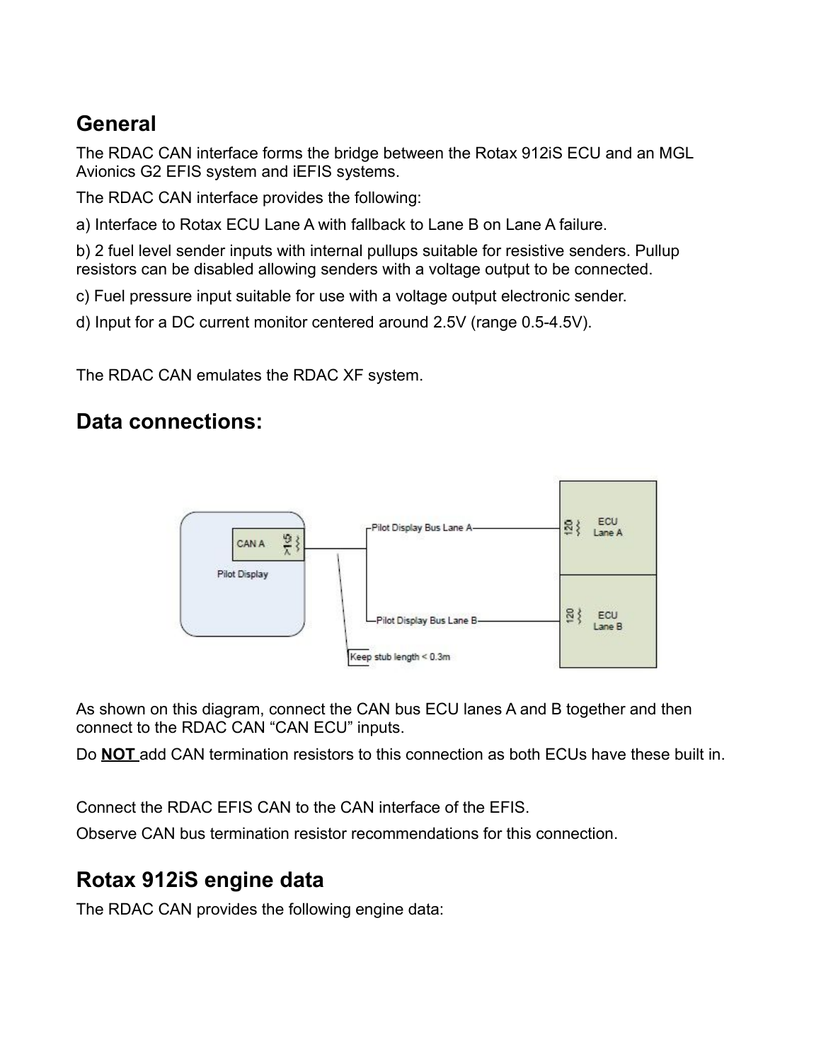## General

The RDAC CAN interface forms the bridge between the Rotax 912iS ECU and an MGL Avionics G2 EFIS system and iEFIS systems.

The RDAC CAN interface provides the following:

a) Interface to Rotax ECU Lane A with fallback to Lane B on Lane A failure.

b) 2 fuel level sender inputs with internal pullups suitable for resistive senders. Pullup resistors can be disabled allowing senders with a voltage output to be connected.

c) Fuel pressure input suitable for use with a voltage output electronic sender.

d) Input for a DC current monitor centered around 2.5V (range 0.5-4.5V).

The RDAC CAN emulates the RDAC XF system.

## Data connections:

As shown on this diagram, connect the CAN bus ECU lanes A and B together and then connect to the RDAC CAN "CAN ECU" inputs.

Do **NOT** add CAN termination resistors to this connection as both ECUs have these built in.

Connect the RDAC EFIS CAN to the CAN interface of the EFIS.

Observe CAN bus termination resistor recommendations for this connection.

## Rotax 912iS engine data

The RDAC CAN provides the following engine data: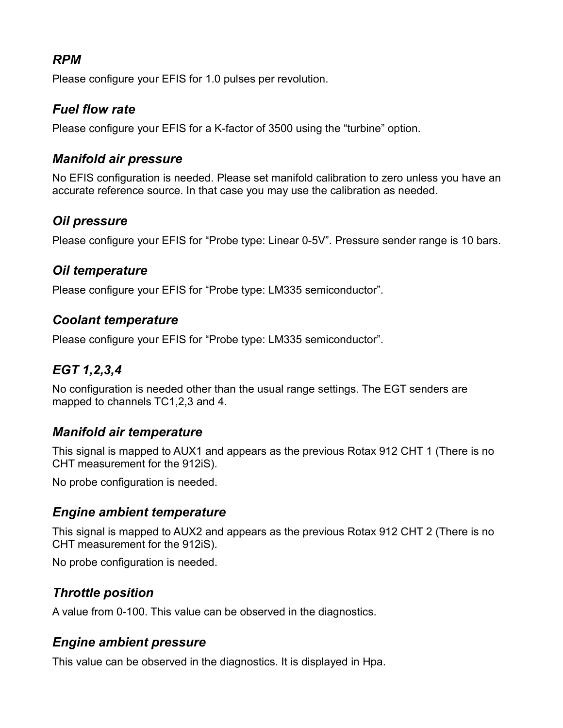### *RPM*

Please configure your EFIS for 1.0 pulses per revolution.

### *Fuel flow rate*

Please configure your EFIS for a K-factor of 3500 using the “turbine” option.

### *Manifold air pressure*

No EFIS configuration is needed. Please set manifold calibration to zero unless you have an accurate reference source. In that case you may use the calibration as needed.

### *Oil pressure*

Please configure your EFIS for “Probe type: Linear 0-5V”. Pressure sender range is 10 bars.

### *Oil temperature*

Please configure your EFIS for “Probe type: LM335 semiconductor”.

### *Coolant temperature*

Please configure your EFIS for “Probe type: LM335 semiconductor”.

### *EGT 1,2,3,4*

No configuration is needed other than the usual range settings. The EGT senders are mapped to channels TC1,2,3 and 4.

### *Manifold air temperature*

This signal is mapped to AUX1 and appears as the previous Rotax 912 CHT 1 (There is no CHT measurement for the 912iS).

No probe configuration is needed.

### *Engine ambient temperature*

This signal is mapped to AUX2 and appears as the previous Rotax 912 CHT 2 (There is no CHT measurement for the 912iS).

No probe configuration is needed.

### *Throttle position*

A value from 0-100. This value can be observed in the diagnostics.

### *Engine ambient pressure*

This value can be observed in the diagnostics. It is displayed in Hpa.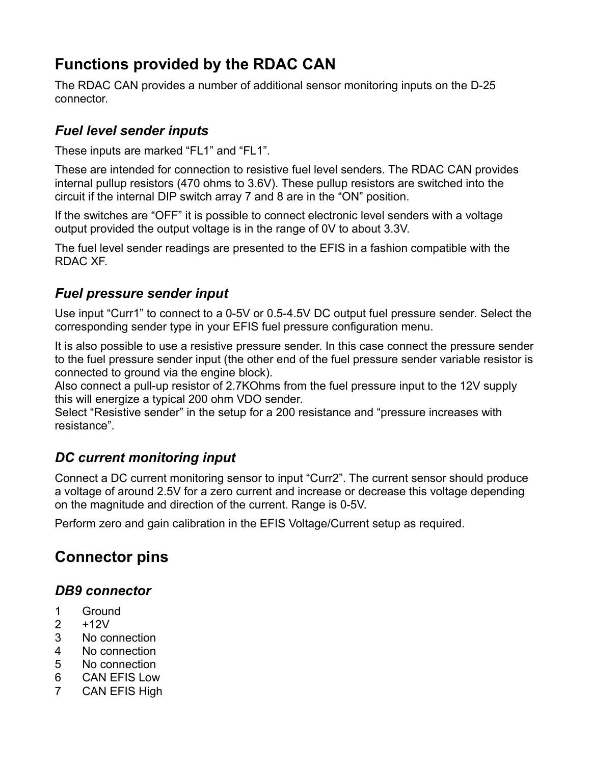## Functions provided by the RDAC CAN

The RDAC CAN provides a number of additional sensor monitoring inputs on the D-25 connector.

### *Fuel level sender inputs*

These inputs are marked "FL1" and "FL1".

These are intended for connection to resistive fuel level senders. The RDAC CAN provides internal pullup resistors (470 ohms to 3.6V). These pullup resistors are switched into the circuit if the internal DIP switch array 7 and 8 are in the "ON" position.

If the switches are "OFF" it is possible to connect electronic level senders with a voltage output provided the output voltage is in the range of 0V to about 3.3V.

The fuel level sender readings are presented to the EFIS in a fashion compatible with the RDAC XF.

### *Fuel pressure sender input*

Use input "Curr1" to connect to a 0-5V or 0.5-4.5V DC output fuel pressure sender. Select the corresponding sender type in your EFIS fuel pressure configuration menu.

It is also possible to use a resistive pressure sender. In this case connect the pressure sender to the fuel pressure sender input (the other end of the fuel pressure sender variable resistor is connected to ground via the engine block).
Also connect a pull-up resistor of 2.7KOhms from the fuel pressure input to the 12V supply this will energize a typical 200 ohm VDO sender.
Select "Resistive sender" in the setup for a 200 resistance and "pressure increases with resistance".

### *DC current monitoring input*

Connect a DC current monitoring sensor to input "Curr2". The current sensor should produce a voltage of around 2.5V for a zero current and increase or decrease this voltage depending on the magnitude and direction of the current. Range is 0-5V.

Perform zero and gain calibration in the EFIS Voltage/Current setup as required.

## Connector pins

### *DB9 connector*

1 Ground
2 +12V
3 No connection
4 No connection
5 No connection
6 CAN EFIS Low
7 CAN EFIS High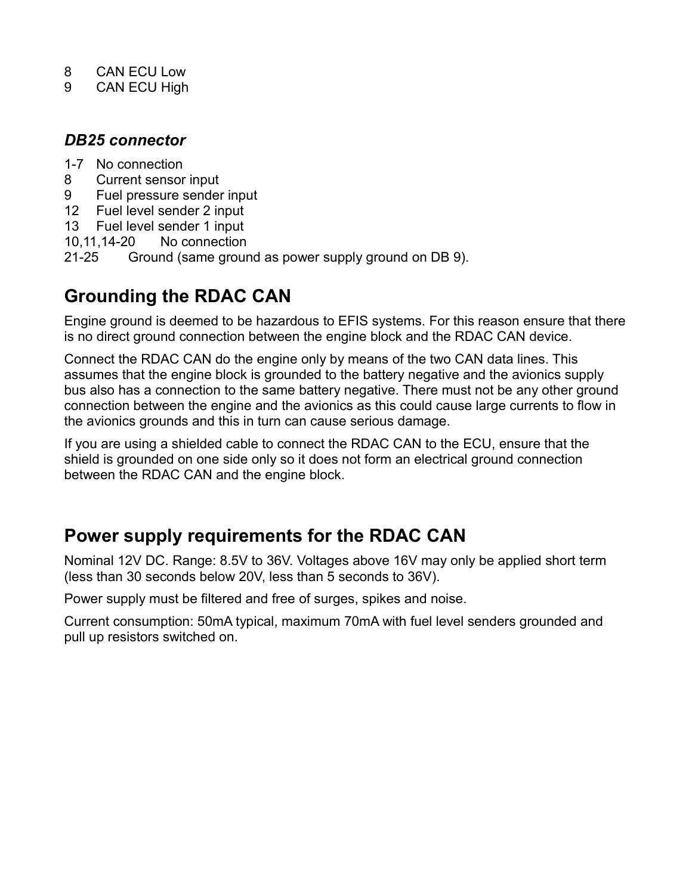8 CAN ECU Low
9 CAN ECU High

### *DB25 connector*

1-7 No connection
8 Current sensor input
9 Fuel pressure sender input
12 Fuel level sender 2 input
13 Fuel level sender 1 input
10,11,14-20 No connection
21-25 Ground (same ground as power supply ground on DB 9).

## Grounding the RDAC CAN

Engine ground is deemed to be hazardous to EFIS systems. For this reason ensure that there is no direct ground connection between the engine block and the RDAC CAN device.

Connect the RDAC CAN do the engine only by means of the two CAN data lines. This assumes that the engine block is grounded to the battery negative and the avionics supply bus also has a connection to the same battery negative. There must not be any other ground connection between the engine and the avionics as this could cause large currents to flow in the avionics grounds and this in turn can cause serious damage.

If you are using a shielded cable to connect the RDAC CAN to the ECU, ensure that the shield is grounded on one side only so it does not form an electrical ground connection between the RDAC CAN and the engine block.

## Power supply requirements for the RDAC CAN

Nominal 12V DC. Range: 8.5V to 36V. Voltages above 16V may only be applied short term (less than 30 seconds below 20V, less than 5 seconds to 36V).

Power supply must be filtered and free of surges, spikes and noise.

Current consumption: 50mA typical, maximum 70mA with fuel level senders grounded and pull up resistors switched on.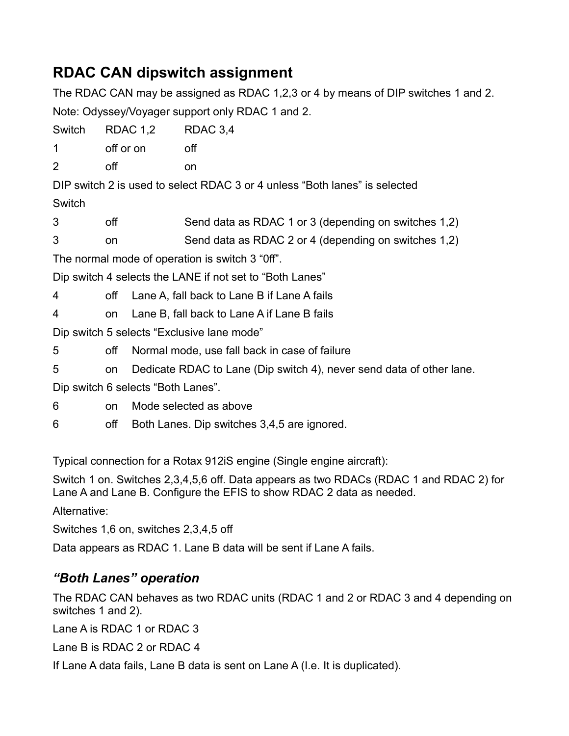## RDAC CAN dipswitch assignment

The RDAC CAN may be assigned as RDAC 1,2,3 or 4 by means of DIP switches 1 and 2.

Note: Odyssey/Voyager support only RDAC 1 and 2.

| Switch | RDAC 1,2 | RDAC 3,4 |
|---|---|---|
| 1 | off or on | off |
| 2 | off | on |

DIP switch 2 is used to select RDAC 3 or 4 unless “Both lanes” is selected

| Switch | | |
|---|---|---|
| 3 | off | Send data as RDAC 1 or 3 (depending on switches 1,2) |
| 3 | on | Send data as RDAC 2 or 4 (depending on switches 1,2) |

The normal mode of operation is switch 3 “0ff”.

Dip switch 4 selects the LANE if not set to “Both Lanes”

| | | |
|---|---|---|
| 4 | off | Lane A, fall back to Lane B if Lane A fails |
| 4 | on | Lane B, fall back to Lane A if Lane B fails |

Dip switch 5 selects “Exclusive lane mode”

| | | |
|---|---|---|
| 5 | off | Normal mode, use fall back in case of failure |
| 5 | on | Dedicate RDAC to Lane (Dip switch 4), never send data of other lane. |

Dip switch 6 selects “Both Lanes”.

| | | |
|---|---|---|
| 6 | on | Mode selected as above |
| 6 | off | Both Lanes. Dip switches 3,4,5 are ignored. |

Typical connection for a Rotax 912iS engine (Single engine aircraft):

Switch 1 on. Switches 2,3,4,5,6 off. Data appears as two RDACs (RDAC 1 and RDAC 2) for Lane A and Lane B. Configure the EFIS to show RDAC 2 data as needed.

Alternative:

Switches 1,6 on, switches 2,3,4,5 off

Data appears as RDAC 1. Lane B data will be sent if Lane A fails.

### *“Both Lanes” operation*

The RDAC CAN behaves as two RDAC units (RDAC 1 and 2 or RDAC 3 and 4 depending on switches 1 and 2).

Lane A is RDAC 1 or RDAC 3

Lane B is RDAC 2 or RDAC 4

If Lane A data fails, Lane B data is sent on Lane A (I.e. It is duplicated).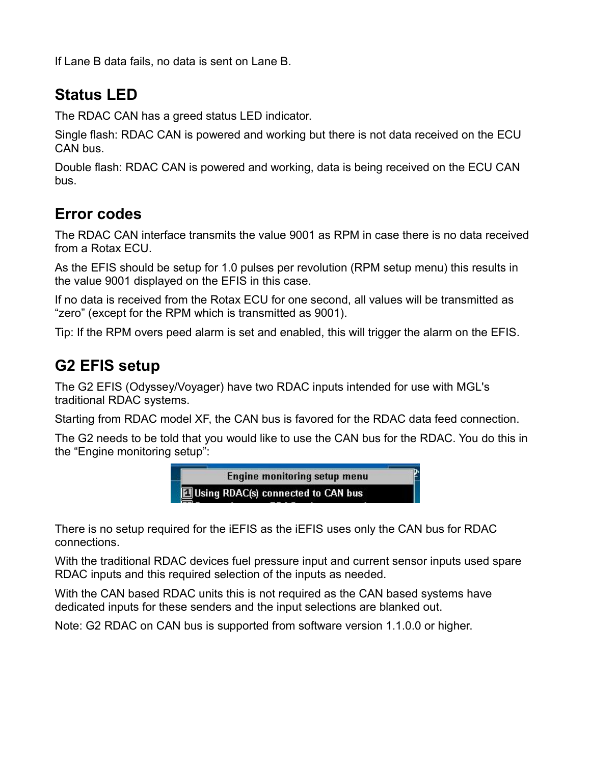If Lane B data fails, no data is sent on Lane B.

## Status LED

The RDAC CAN has a greed status LED indicator.

Single flash: RDAC CAN is powered and working but there is not data received on the ECU CAN bus.

Double flash: RDAC CAN is powered and working, data is being received on the ECU CAN bus.

## Error codes

The RDAC CAN interface transmits the value 9001 as RPM in case there is no data received from a Rotax ECU.

As the EFIS should be setup for 1.0 pulses per revolution (RPM setup menu) this results in the value 9001 displayed on the EFIS in this case.

If no data is received from the Rotax ECU for one second, all values will be transmitted as "zero" (except for the RPM which is transmitted as 9001).

Tip: If the RPM overs peed alarm is set and enabled, this will trigger the alarm on the EFIS.

## G2 EFIS setup

The G2 EFIS (Odyssey/Voyager) have two RDAC inputs intended for use with MGL's traditional RDAC systems.

Starting from RDAC model XF, the CAN bus is favored for the RDAC data feed connection.

The G2 needs to be told that you would like to use the CAN bus for the RDAC. You do this in the "Engine monitoring setup":

Engine monitoring setup menu
1 Using RDAC(s) connected to CAN bus

There is no setup required for the iEFIS as the iEFIS uses only the CAN bus for RDAC connections.

With the traditional RDAC devices fuel pressure input and current sensor inputs used spare RDAC inputs and this required selection of the inputs as needed.

With the CAN based RDAC units this is not required as the CAN based systems have dedicated inputs for these senders and the input selections are blanked out.

Note: G2 RDAC on CAN bus is supported from software version 1.1.0.0 or higher.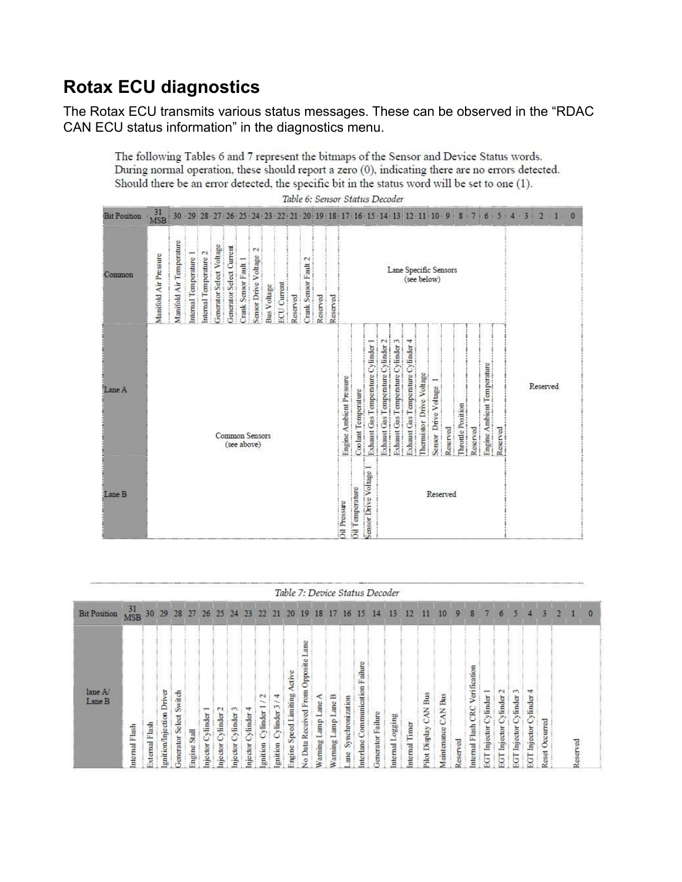## Rotax ECU diagnostics

The Rotax ECU transmits various status messages. These can be observed in the "RDAC CAN ECU status information" in the diagnostics menu.

The following Tables 6 and 7 represent the bitmaps of the Sensor and Device Status words. During normal operation, these should report a zero (0), indicating there are no errors detected. Should there be an error detected, the specific bit in the status word will be set to one (1).

*Table 6: Sensor Status Decoder*

| Bit Position | 31 MSB | 30 | 29 | 28 | 27 | 26 | 25 | 24 | 23 | 22 | 21 | 20 | 19 | 18 | 17 | 16 | 15 | 14 | 13 | 12 | 11 | 10 | 9 | 8 | 7 | 6 | 5 | 4 | 3 | 2 | 1 | 0 |
|---|---|---|---|---|---|---|---|---|---|---|---|---|---|---|---|---|---|---|---|---|---|---|---|---|---|---|---|---|---|---|---|---|
| Common | Manifold Air Pressure | Manifold Air Temperature | Internal Temperature 1 | Internal Temperature 2 | Generator Select Voltage | Generator Select Current | Crank Sensor Fault 1 | Sensor Drive Voltage 2 | Bus Voltage | ECU Current | Reserved | Crank Sensor Fault 2 | Reserved | Reserved | Lane Specific Sensors (see below) | | | | | | | | | | | | | | | | | |
| Lane A | Common Sensors (see above) | | | | | | | | | | | | | | Engine Ambient Pressure | Coolant Temperature | Exhaust Gas Temperature Cylinder 1 | Exhaust Gas Temperature Cylinder 2 | Exhaust Gas Temperature Cylinder 3 | Exhaust Gas Temperature Cylinder 4 | Thermistor Drive Voltage | Sensor Drive Voltage 1 | Reserved | Throttle Position | Reserved | Engine Ambient Temperature | Reserved | Reserved | | | | |
| Lane B | | | | | | | | | | | | | | | Oil Pressure | Oil Temperature | Sensor Drive Voltage 1 | Reserved | | | | | | | | | | | | | | |

*Table 7: Device Status Decoder*

| Bit Position | 31 MSB | 30 | 29 | 28 | 27 | 26 | 25 | 24 | 23 | 22 | 21 | 20 | 19 | 18 | 17 | 16 | 15 | 14 | 13 | 12 | 11 | 10 | 9 | 8 | 7 | 6 | 5 | 4 | 3 | 2 | 1 | 0 |
|---|---|---|---|---|---|---|---|---|---|---|---|---|---|---|---|---|---|---|---|---|---|---|---|---|---|---|---|---|---|---|---|---|
| lane A/ Lane B | Internal Flash | External Flash | Ignition/Injection Driver | Generator Select Switch | Engine Stall | Injector Cylinder 1 | Injector Cylinder 2 | Injector Cylinder 3 | Injector Cylinder 4 | Ignition Cylinder 1 / 2 | Ignition Cylinder 3 / 4 | Engine Speed Limiting Active | No Data Received From Opposite Lane | Warning Lamp Lane A | Warning Lamp Lane B | Lane Synchronization | Interlane Communication Failure | Generator Failure | Internal Logging | Internal Timer | Pilot Display CAN Bus | Maintenance CAN Bus | Reserved | Internal Flash CRC Verification | EGT Injector Cylinder 1 | EGT Injector Cylinder 2 | EGT Injector Cylinder 3 | EGT Injector Cylinder 4 | Reset Occurred | Reserved | | |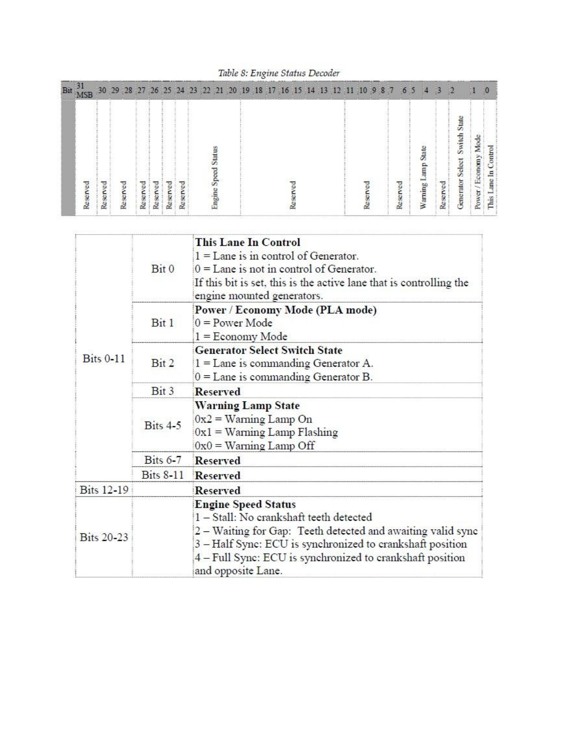*Table 8: Engine Status Decoder*

| Bit | 31 MSB | 30 | 29 | 28 | 27 | 26 | 25 | 24 | 23 | 22 | 21 | 20 | 19 | 18 | 17 | 16 | 15 | 14 | 13 | 12 | 11 | 10 | 9 | 8 | 7 | 6 | 5 | 4 | 3 | 2 | 1 | 0 |
|---|---|---|---|---|---|---|---|---|---|---|---|---|---|---|---|---|---|---|---|---|---|---|---|---|---|---|---|---|---|---|---|---|
| | Reserved | Reserved | Reserved | | Reserved | Reserved | Reserved | Reserved | Engine Speed Status | | | | Reserved | | | | | | | | Reserved | | | | Reserved | | Warning Lamp State | | Reserved | Generator Select Switch State | Power / Economy Mode | This Lane In Control |

| | | |
|---|---|---|
| Bits 0-11 | Bit 0 | **This Lane In Control**<br>1 = Lane is in control of Generator.<br>0 = Lane is not in control of Generator.<br>If this bit is set, this is the active lane that is controlling the engine mounted generators. |
| | Bit 1 | **Power / Economy Mode (PLA mode)**<br>0 = Power Mode<br>1 = Economy Mode |
| | Bit 2 | **Generator Select Switch State**<br>1 = Lane is commanding Generator A.<br>0 = Lane is commanding Generator B. |
| | Bit 3 | **Reserved** |
| | Bits 4-5 | **Warning Lamp State**<br>0x2 = Warning Lamp On<br>0x1 = Warning Lamp Flashing<br>0x0 = Warning Lamp Off |
| | Bits 6-7 | **Reserved** |
| | Bits 8-11 | **Reserved** |
| Bits 12-19 | | **Reserved** |
| Bits 20-23 | | **Engine Speed Status**<br>1 – Stall: No crankshaft teeth detected<br>2 – Waiting for Gap: Teeth detected and awaiting valid sync<br>3 – Half Sync: ECU is synchronized to crankshaft position<br>4 – Full Sync: ECU is synchronized to crankshaft position and opposite Lane. |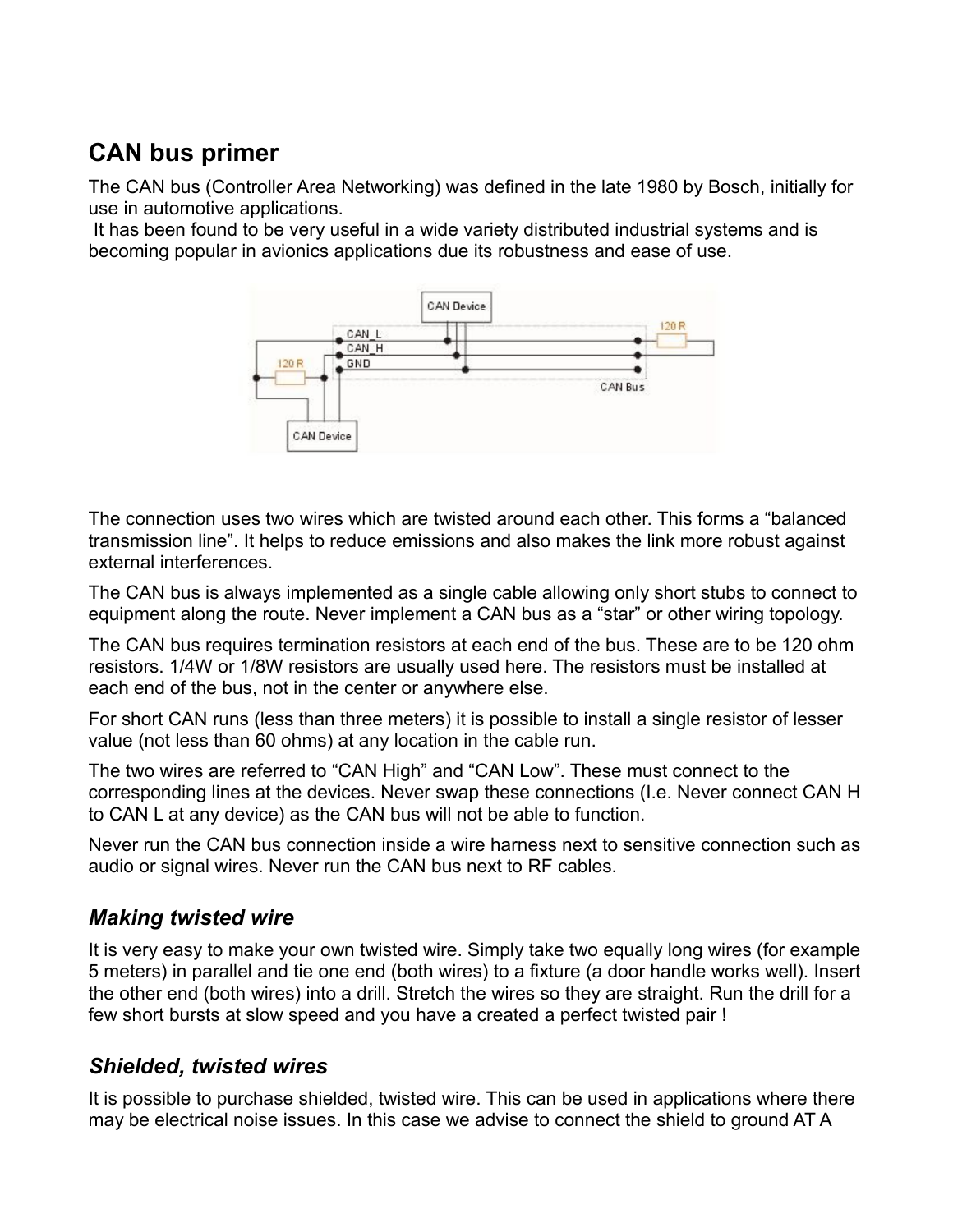## CAN bus primer

The CAN bus (Controller Area Networking) was defined in the late 1980 by Bosch, initially for use in automotive applications.
It has been found to be very useful in a wide variety distributed industrial systems and is becoming popular in avionics applications due its robustness and ease of use.

The connection uses two wires which are twisted around each other. This forms a "balanced transmission line". It helps to reduce emissions and also makes the link more robust against external interferences.

The CAN bus is always implemented as a single cable allowing only short stubs to connect to equipment along the route. Never implement a CAN bus as a "star" or other wiring topology.

The CAN bus requires termination resistors at each end of the bus. These are to be 120 ohm resistors. 1/4W or 1/8W resistors are usually used here. The resistors must be installed at each end of the bus, not in the center or anywhere else.

For short CAN runs (less than three meters) it is possible to install a single resistor of lesser value (not less than 60 ohms) at any location in the cable run.

The two wires are referred to "CAN High" and "CAN Low". These must connect to the corresponding lines at the devices. Never swap these connections (I.e. Never connect CAN H to CAN L at any device) as the CAN bus will not be able to function.

Never run the CAN bus connection inside a wire harness next to sensitive connection such as audio or signal wires. Never run the CAN bus next to RF cables.

### *Making twisted wire*

It is very easy to make your own twisted wire. Simply take two equally long wires (for example 5 meters) in parallel and tie one end (both wires) to a fixture (a door handle works well). Insert the other end (both wires) into a drill. Stretch the wires so they are straight. Run the drill for a few short bursts at slow speed and you have a created a perfect twisted pair !

### *Shielded, twisted wires*

It is possible to purchase shielded, twisted wire. This can be used in applications where there may be electrical noise issues. In this case we advise to connect the shield to ground AT A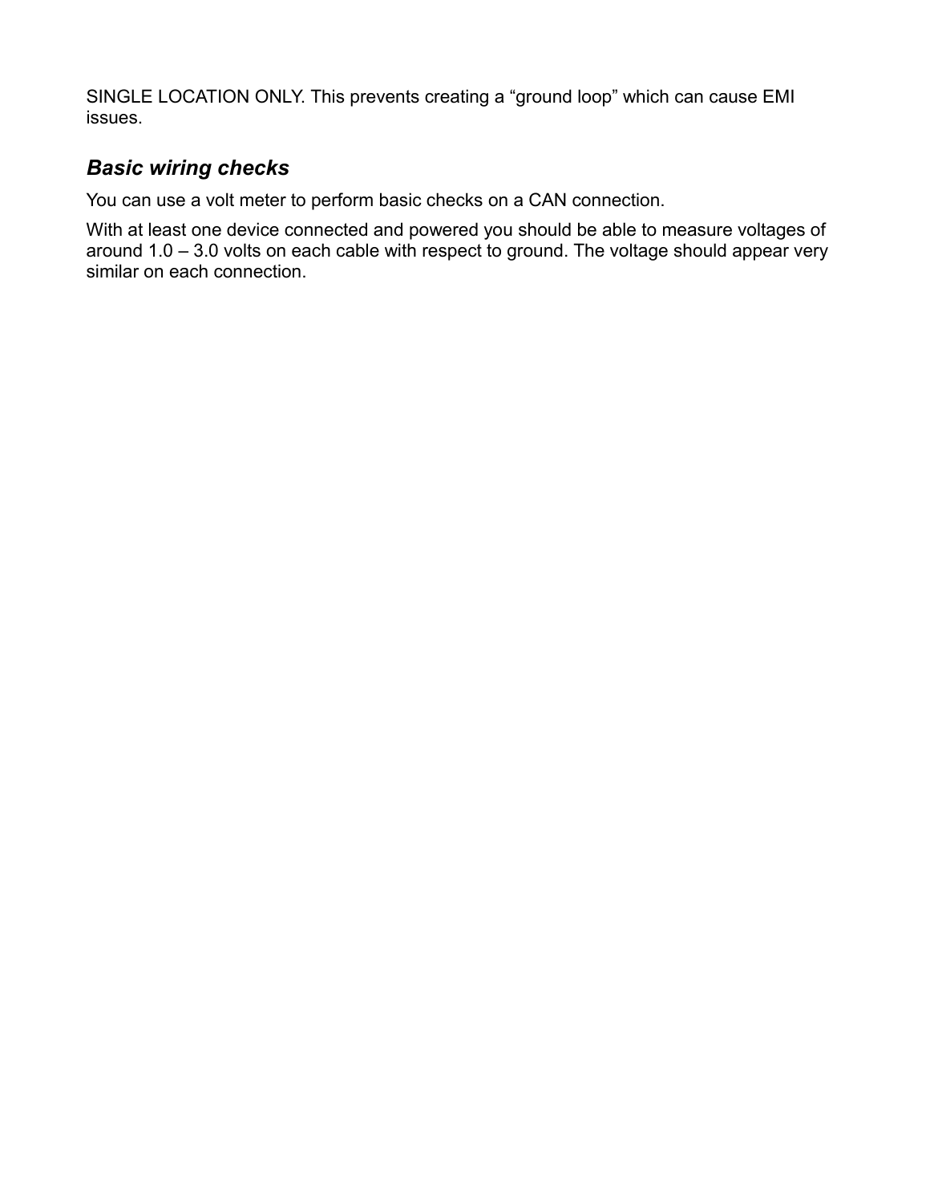SINGLE LOCATION ONLY. This prevents creating a “ground loop” which can cause EMI issues.

### *Basic wiring checks*

You can use a volt meter to perform basic checks on a CAN connection.

With at least one device connected and powered you should be able to measure voltages of around 1.0 – 3.0 volts on each cable with respect to ground. The voltage should appear very similar on each connection.